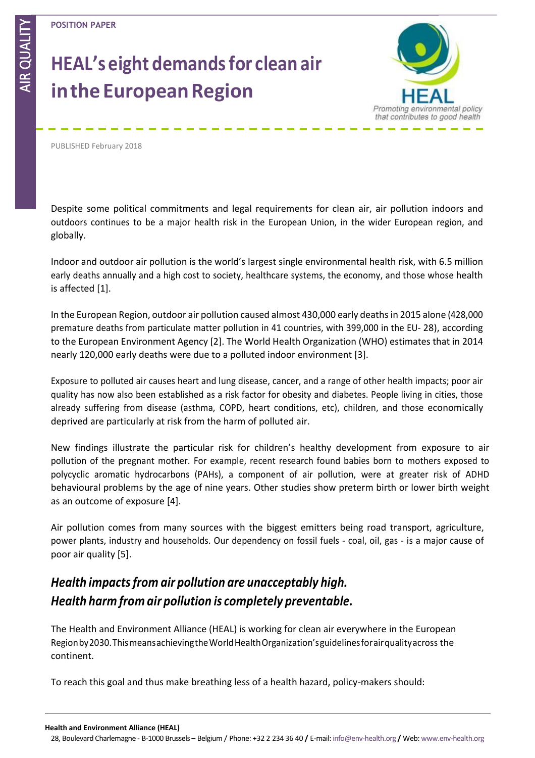**POSITION PAPER**

# HEAL's eight demands for clean air in the European Region

PUBLISHED February 2018

Despite some political commitments and legal requirements for clean air, air pollution indoors and outdoors continues to be a major health risk in the European Union, in the wider European region, and globally.

Indoor and outdoor air pollution is the world's largest single environmental health risk, with 6.5 million early deaths annually and a high cost to society, healthcare systems, the economy, and those whose health is affected [1].

In the European Region, outdoor air pollution caused almost 430,000 early deaths in 2015 alone (428,000 premature deaths from particulate matter pollution in 41 countries, with 399,000 in the EU- 28), according to the European Environment Agency [2]. The World Health Organization (WHO) estimates that in 2014 nearly 120,000 early deaths were due to a polluted indoor environment [3].

Exposure to polluted air causes heart and lung disease, cancer, and a range of other health impacts; poor air quality has now also been established as a risk factor for obesity and diabetes. People living in cities, those already suffering from disease (asthma, COPD, heart conditions, etc), children, and those economically deprived are particularly at risk from the harm of polluted air.

New findings illustrate the particular risk for children's healthy development from exposure to air pollution of the pregnant mother. For example, recent research found babies born to mothers exposed to polycyclic aromatic hydrocarbons (PAHs), a component of air pollution, were at greater risk of ADHD behavioural problems by the age of nine years. Other studies show preterm birth or lower birth weight as an outcome of exposure [4].

Air pollution comes from many sources with the biggest emitters being road transport, agriculture, power plants, industry and households. Our dependency on fossil fuels - coal, oil, gas - is a major cause of poor air quality [5].

## *Health impacts from air pollution are unacceptably high. Health harm from air pollution is completely preventable.*

The Health and Environment Alliance (HEAL) is working for clean air everywhere in the European Region by 2030. This means achieving the World Health Organization's guidelines for air quality across the continent.

To reach this goal and thus make breathing less of a health hazard, policy-makers should: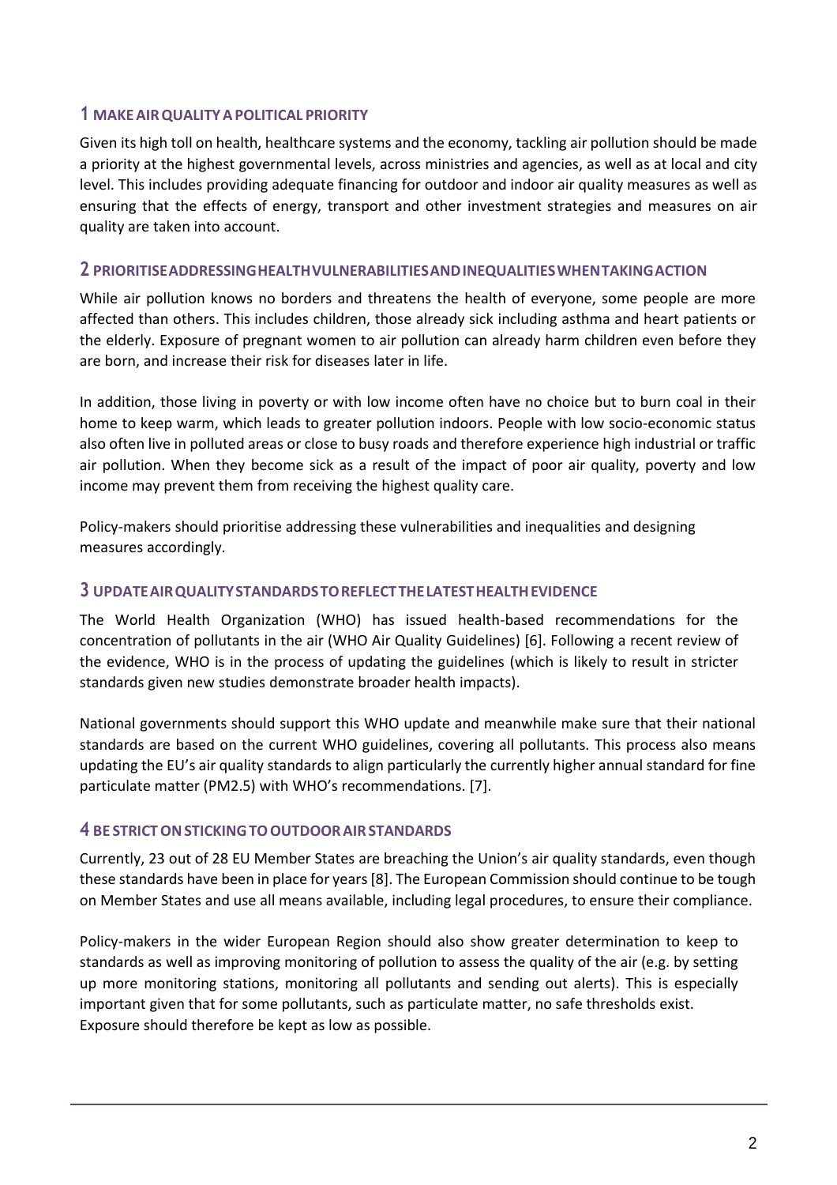## 1 MAKE AIR QUALITY A POLITICAL PRIORITY

Given its high toll on health, healthcare systems and the economy, tackling air pollution should be made a priority at the highest governmental levels, across ministries and agencies, as well as at local and city level. This includes providing adequate financing for outdoor and indoor air quality measures as well as ensuring that the effects of energy, transport and other investment strategies and measures on air quality are taken into account.

## 2 PRIORITISE ADDRESSING HEALTH VULNERABILITIES AND INEQUALITIES WHEN TAKING ACTION

While air pollution knows no borders and threatens the health of everyone, some people are more affected than others. This includes children, those already sick including asthma and heart patients or the elderly. Exposure of pregnant women to air pollution can already harm children even before they are born, and increase their risk for diseases later in life.

In addition, those living in poverty or with low income often have no choice but to burn coal in their home to keep warm, which leads to greater pollution indoors. People with low socio-economic status also often live in polluted areas or close to busy roads and therefore experience high industrial or traffic air pollution. When they become sick as a result of the impact of poor air quality, poverty and low income may prevent them from receiving the highest quality care.

Policy-makers should prioritise addressing these vulnerabilities and inequalities and designing measures accordingly.

## 3 UPDATE AIR QUALITY STANDARDS TO REFLECT THE LATEST HEALTH EVIDENCE

The World Health Organization (WHO) has issued health-based recommendations for the concentration of pollutants in the air (WHO Air Quality Guidelines) [6]. Following a recent review of the evidence, WHO is in the process of updating the guidelines (which is likely to result in stricter standards given new studies demonstrate broader health impacts).

National governments should support this WHO update and meanwhile make sure that their national standards are based on the current WHO guidelines, covering all pollutants. This process also means updating the EU's air quality standards to align particularly the currently higher annual standard for fine particulate matter ($PM_{2.5}$) with WHO's recommendations. [7].

## 4 BE STRICT ON STICKING TO OUTDOOR AIR STANDARDS

Currently, 23 out of 28 EU Member States are breaching the Union's air quality standards, even though these standards have been in place for years [8]. The European Commission should continue to be tough on Member States and use all means available, including legal procedures, to ensure their compliance.

Policy-makers in the wider European Region should also show greater determination to keep to standards as well as improving monitoring of pollution to assess the quality of the air (e.g. by setting up more monitoring stations, monitoring all pollutants and sending out alerts). This is especially important given that for some pollutants, such as particulate matter, no safe thresholds exist. Exposure should therefore be kept as low as possible.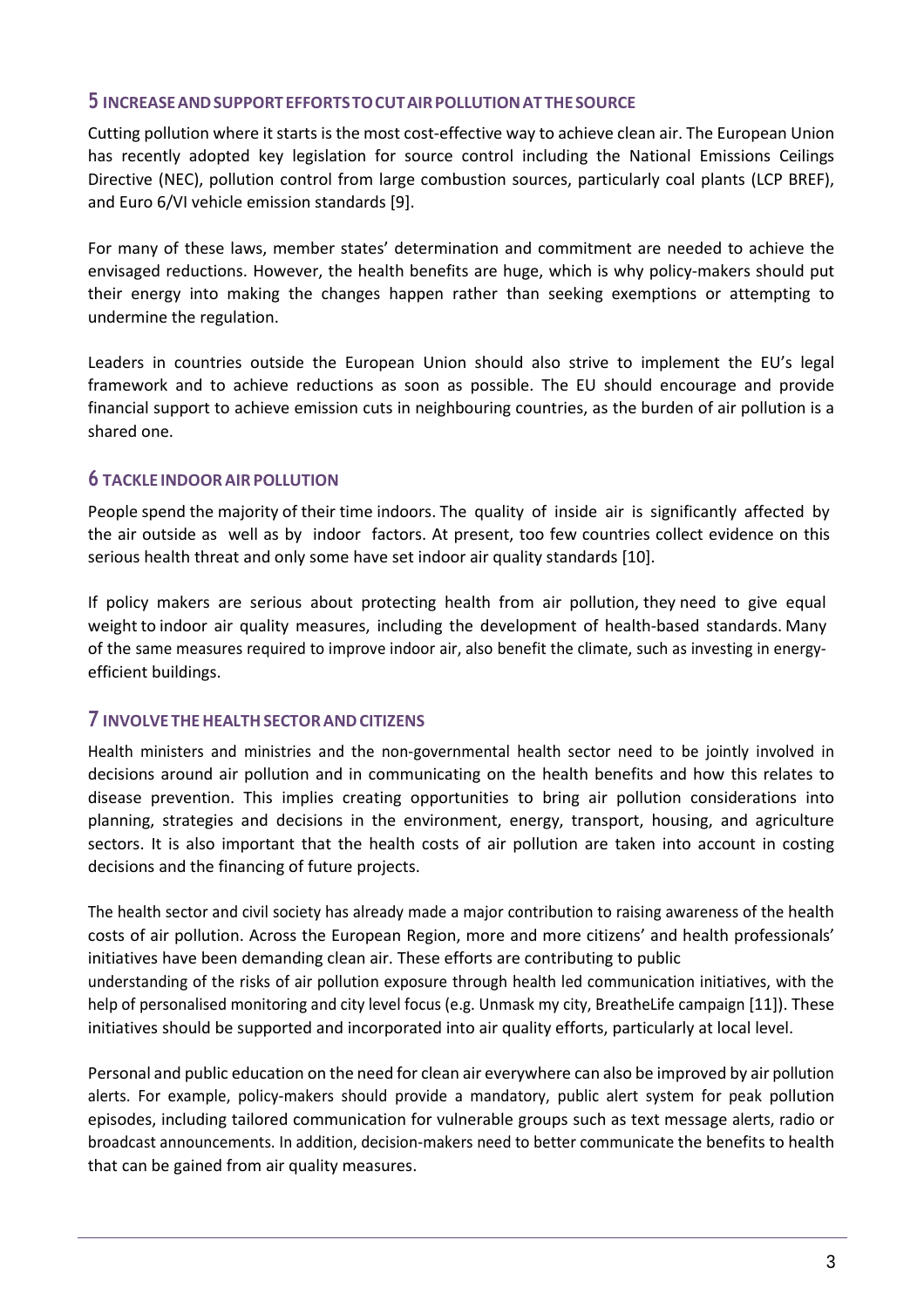## 5 INCREASE AND SUPPORT EFFORTS TO CUT AIR POLLUTION AT THE SOURCE

Cutting pollution where it starts is the most cost-effective way to achieve clean air. The European Union has recently adopted key legislation for source control including the National Emissions Ceilings Directive (NEC), pollution control from large combustion sources, particularly coal plants (LCP BREF), and Euro 6/VI vehicle emission standards [9].

For many of these laws, member states' determination and commitment are needed to achieve the envisaged reductions. However, the health benefits are huge, which is why policy-makers should put their energy into making the changes happen rather than seeking exemptions or attempting to undermine the regulation.

Leaders in countries outside the European Union should also strive to implement the EU's legal framework and to achieve reductions as soon as possible. The EU should encourage and provide financial support to achieve emission cuts in neighbouring countries, as the burden of air pollution is a shared one.

## 6 TACKLE INDOOR AIR POLLUTION

People spend the majority of their time indoors. The quality of inside air is significantly affected by the air outside as well as by indoor factors. At present, too few countries collect evidence on this serious health threat and only some have set indoor air quality standards [10].

If policy makers are serious about protecting health from air pollution, they need to give equal weight to indoor air quality measures, including the development of health-based standards. Many of the same measures required to improve indoor air, also benefit the climate, such as investing in energy-efficient buildings.

## 7 INVOLVE THE HEALTH SECTOR AND CITIZENS

Health ministers and ministries and the non-governmental health sector need to be jointly involved in decisions around air pollution and in communicating on the health benefits and how this relates to disease prevention. This implies creating opportunities to bring air pollution considerations into planning, strategies and decisions in the environment, energy, transport, housing, and agriculture sectors. It is also important that the health costs of air pollution are taken into account in costing decisions and the financing of future projects.

The health sector and civil society has already made a major contribution to raising awareness of the health costs of air pollution. Across the European Region, more and more citizens' and health professionals' initiatives have been demanding clean air. These efforts are contributing to public understanding of the risks of air pollution exposure through health led communication initiatives, with the help of personalised monitoring and city level focus (e.g. Unmask my city, BreatheLife campaign [11]). These initiatives should be supported and incorporated into air quality efforts, particularly at local level.

Personal and public education on the need for clean air everywhere can also be improved by air pollution alerts. For example, policy-makers should provide a mandatory, public alert system for peak pollution episodes, including tailored communication for vulnerable groups such as text message alerts, radio or broadcast announcements. In addition, decision-makers need to better communicate the benefits to health that can be gained from air quality measures.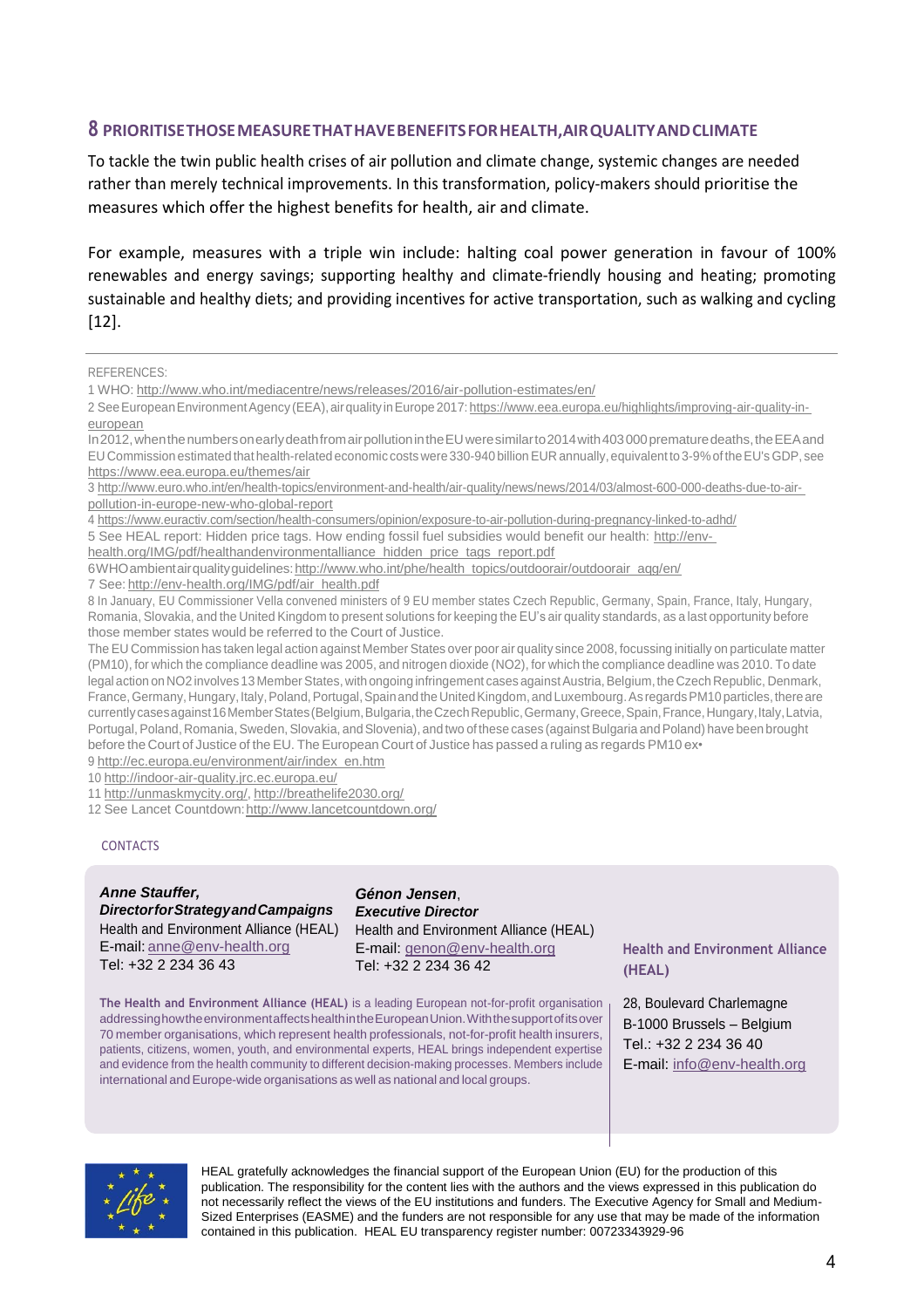## 8 PRIORITISE THOSE MEASURE THAT HAVE BENEFITS FOR HEALTH, AIR QUALITY AND CLIMATE

To tackle the twin public health crises of air pollution and climate change, systemic changes are needed rather than merely technical improvements. In this transformation, policy-makers should prioritise the measures which offer the highest benefits for health, air and climate.

For example, measures with a triple win include: halting coal power generation in favour of 100% renewables and energy savings; supporting healthy and climate-friendly housing and heating; promoting sustainable and healthy diets; and providing incentives for active transportation, such as walking and cycling [12].

---

REFERENCES:

1 WHO: http://www.who.int/mediacentre/news/releases/2016/air-pollution-estimates/en/

2 See European Environment Agency (EEA), air quality in Europe 2017: https://www.eea.europa.eu/highlights/improving-air-quality-in-european

In 2012, when the numbers on early death from air pollution in the EU were similar to 2014 with 403 000 premature deaths, the EEA and EU Commission estimated that health-related economic costs were 330-940 billion EUR annually, equivalent to 3-9% of the EU's GDP, see https://www.eea.europa.eu/themes/air

3 http://www.euro.who.int/en/health-topics/environment-and-health/air-quality/news/news/2014/03/almost-600-000-deaths-due-to-air-pollution-in-europe-new-who-global-report

4 https://www.euractiv.com/section/health-consumers/opinion/exposure-to-air-pollution-during-pregnancy-linked-to-adhd/

5 See HEAL report: Hidden price tags. How ending fossil fuel subsidies would benefit our health: http://env-health.org/IMG/pdf/healthandenvironmentalliance_hidden_price_tags_report.pdf

6 WHO ambient air quality guidelines: http://www.who.int/phe/health_topics/outdoorair/outdoorair_aqg/en/

7 See: http://env-health.org/IMG/pdf/air_health.pdf

8 In January, EU Commissioner Vella convened ministers of 9 EU member states Czech Republic, Germany, Spain, France, Italy, Hungary, Romania, Slovakia, and the United Kingdom to present solutions for keeping the EU's air quality standards, as a last opportunity before those member states would be referred to the Court of Justice.

The EU Commission has taken legal action against Member States over poor air quality since 2008, focussing initially on particulate matter (PM10), for which the compliance deadline was 2005, and nitrogen dioxide (NO2), for which the compliance deadline was 2010. To date legal action on NO2 involves 13 Member States, with ongoing infringement cases against Austria, Belgium, the Czech Republic, Denmark, France, Germany, Hungary, Italy, Poland, Portugal, Spain and the United Kingdom, and Luxembourg. As regards PM10 particles, there are currently cases against 16 Member States (Belgium, Bulgaria, the Czech Republic, Germany, Greece, Spain, France, Hungary, Italy, Latvia, Portugal, Poland, Romania, Sweden, Slovakia, and Slovenia), and two of these cases (against Bulgaria and Poland) have been brought before the Court of Justice of the EU. The European Court of Justice has passed a ruling as regards PM10 ex•

9 http://ec.europa.eu/environment/air/index_en.htm

10 http://indoor-air-quality.jrc.ec.europa.eu/

11 http://unmaskmycity.org/, http://breathelife2030.org/

12 See Lancet Countdown: http://www.lancetcountdown.org/

CONTACTS

***Anne Stauffer,***
***Director for Strategy and Campaigns***
Health and Environment Alliance (HEAL)
E-mail: anne@env-health.org
Tel: +32 2 234 36 43

***Génon Jensen**,*
***Executive Director***
Health and Environment Alliance (HEAL)
E-mail: genon@env-health.org
Tel: +32 2 234 36 42

**Health and Environment Alliance (HEAL)**

28, Boulevard Charlemagne
B-1000 Brussels – Belgium
Tel.: +32 2 234 36 40
E-mail: info@env-health.org

**The Health and Environment Alliance (HEAL)** is a leading European not-for-profit organisation addressing how the environment affects health in the European Union. With the support of its over 70 member organisations, which represent health professionals, not-for-profit health insurers, patients, citizens, women, youth, and environmental experts, HEAL brings independent expertise and evidence from the health community to different decision-making processes. Members include international and Europe-wide organisations as well as national and local groups.

HEAL gratefully acknowledges the financial support of the European Union (EU) for the production of this publication. The responsibility for the content lies with the authors and the views expressed in this publication do not necessarily reflect the views of the EU institutions and funders. The Executive Agency for Small and Medium-Sized Enterprises (EASME) and the funders are not responsible for any use that may be made of the information contained in this publication. HEAL EU transparency register number: 00723343929-96